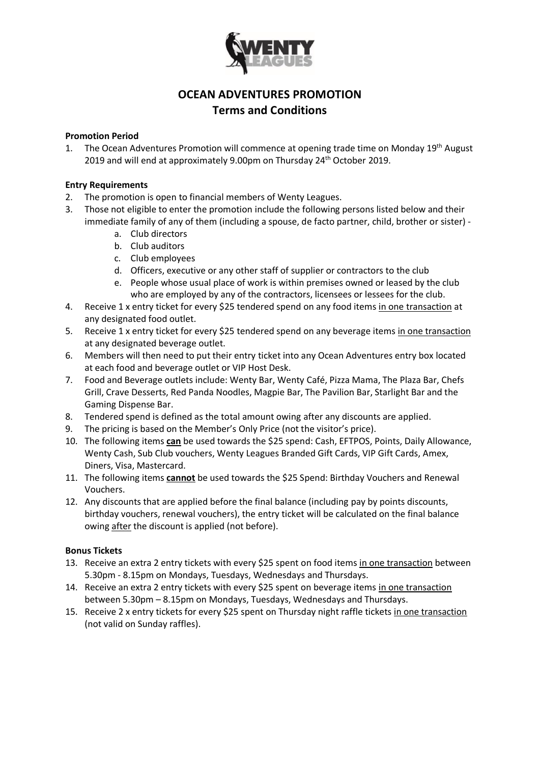# OCEAN ADVENTURES PROMOTION
## Terms and Conditions

**Promotion Period**

1. The Ocean Adventures Promotion will commence at opening trade time on Monday 19th August 2019 and will end at approximately 9.00pm on Thursday 24th October 2019.

**Entry Requirements**

2. The promotion is open to financial members of Wenty Leagues.
3. Those not eligible to enter the promotion include the following persons listed below and their immediate family of any of them (including a spouse, de facto partner, child, brother or sister) -
   a. Club directors
   b. Club auditors
   c. Club employees
   d. Officers, executive or any other staff of supplier or contractors to the club
   e. People whose usual place of work is within premises owned or leased by the club who are employed by any of the contractors, licensees or lessees for the club.
4. Receive 1 x entry ticket for every $25 tendered spend on any food items in one transaction at any designated food outlet.
5. Receive 1 x entry ticket for every $25 tendered spend on any beverage items in one transaction at any designated beverage outlet.
6. Members will then need to put their entry ticket into any Ocean Adventures entry box located at each food and beverage outlet or VIP Host Desk.
7. Food and Beverage outlets include: Wenty Bar, Wenty Café, Pizza Mama, The Plaza Bar, Chefs Grill, Crave Desserts, Red Panda Noodles, Magpie Bar, The Pavilion Bar, Starlight Bar and the Gaming Dispense Bar.
8. Tendered spend is defined as the total amount owing after any discounts are applied.
9. The pricing is based on the Member's Only Price (not the visitor's price).
10. The following items **can** be used towards the $25 spend: Cash, EFTPOS, Points, Daily Allowance, Wenty Cash, Sub Club vouchers, Wenty Leagues Branded Gift Cards, VIP Gift Cards, Amex, Diners, Visa, Mastercard.
11. The following items **cannot** be used towards the $25 Spend: Birthday Vouchers and Renewal Vouchers.
12. Any discounts that are applied before the final balance (including pay by points discounts, birthday vouchers, renewal vouchers), the entry ticket will be calculated on the final balance owing after the discount is applied (not before).

**Bonus Tickets**

13. Receive an extra 2 entry tickets with every $25 spent on food items in one transaction between 5.30pm - 8.15pm on Mondays, Tuesdays, Wednesdays and Thursdays.
14. Receive an extra 2 entry tickets with every $25 spent on beverage items in one transaction between 5.30pm – 8.15pm on Mondays, Tuesdays, Wednesdays and Thursdays.
15. Receive 2 x entry tickets for every $25 spent on Thursday night raffle tickets in one transaction (not valid on Sunday raffles).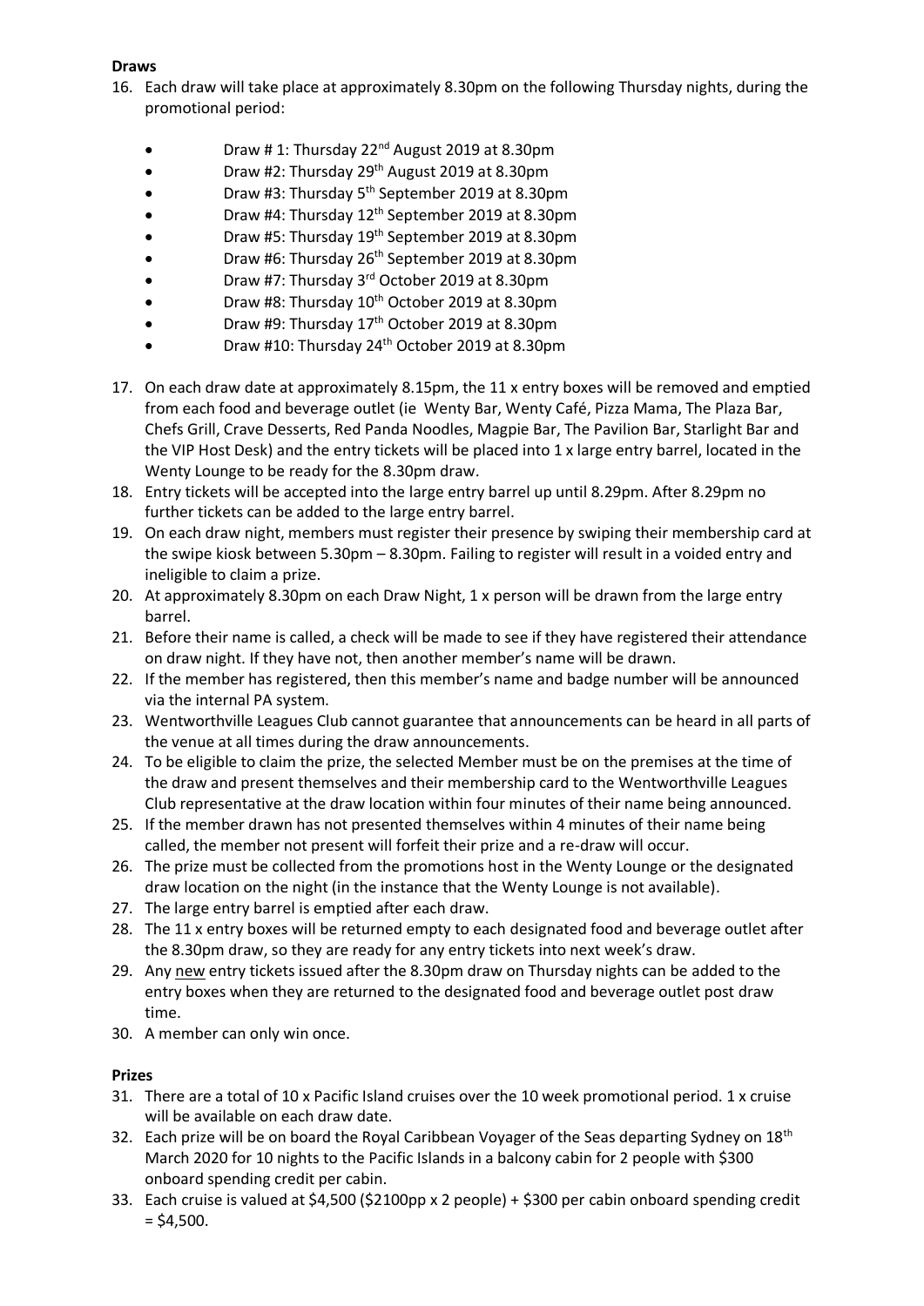**Draws**

16. Each draw will take place at approximately 8.30pm on the following Thursday nights, during the promotional period:

    - Draw # 1: Thursday 22nd August 2019 at 8.30pm
    - Draw #2: Thursday 29th August 2019 at 8.30pm
    - Draw #3: Thursday 5th September 2019 at 8.30pm
    - Draw #4: Thursday 12th September 2019 at 8.30pm
    - Draw #5: Thursday 19th September 2019 at 8.30pm
    - Draw #6: Thursday 26th September 2019 at 8.30pm
    - Draw #7: Thursday 3rd October 2019 at 8.30pm
    - Draw #8: Thursday 10th October 2019 at 8.30pm
    - Draw #9: Thursday 17th October 2019 at 8.30pm
    - Draw #10: Thursday 24th October 2019 at 8.30pm

17. On each draw date at approximately 8.15pm, the 11 x entry boxes will be removed and emptied from each food and beverage outlet (ie Wenty Bar, Wenty Café, Pizza Mama, The Plaza Bar, Chefs Grill, Crave Desserts, Red Panda Noodles, Magpie Bar, The Pavilion Bar, Starlight Bar and the VIP Host Desk) and the entry tickets will be placed into 1 x large entry barrel, located in the Wenty Lounge to be ready for the 8.30pm draw.
18. Entry tickets will be accepted into the large entry barrel up until 8.29pm. After 8.29pm no further tickets can be added to the large entry barrel.
19. On each draw night, members must register their presence by swiping their membership card at the swipe kiosk between 5.30pm – 8.30pm. Failing to register will result in a voided entry and ineligible to claim a prize.
20. At approximately 8.30pm on each Draw Night, 1 x person will be drawn from the large entry barrel.
21. Before their name is called, a check will be made to see if they have registered their attendance on draw night. If they have not, then another member's name will be drawn.
22. If the member has registered, then this member's name and badge number will be announced via the internal PA system.
23. Wentworthville Leagues Club cannot guarantee that announcements can be heard in all parts of the venue at all times during the draw announcements.
24. To be eligible to claim the prize, the selected Member must be on the premises at the time of the draw and present themselves and their membership card to the Wentworthville Leagues Club representative at the draw location within four minutes of their name being announced.
25. If the member drawn has not presented themselves within 4 minutes of their name being called, the member not present will forfeit their prize and a re-draw will occur.
26. The prize must be collected from the promotions host in the Wenty Lounge or the designated draw location on the night (in the instance that the Wenty Lounge is not available).
27. The large entry barrel is emptied after each draw.
28. The 11 x entry boxes will be returned empty to each designated food and beverage outlet after the 8.30pm draw, so they are ready for any entry tickets into next week's draw.
29. Any new entry tickets issued after the 8.30pm draw on Thursday nights can be added to the entry boxes when they are returned to the designated food and beverage outlet post draw time.
30. A member can only win once.

**Prizes**

31. There are a total of 10 x Pacific Island cruises over the 10 week promotional period. 1 x cruise will be available on each draw date.
32. Each prize will be on board the Royal Caribbean Voyager of the Seas departing Sydney on 18th March 2020 for 10 nights to the Pacific Islands in a balcony cabin for 2 people with $300 onboard spending credit per cabin.
33. Each cruise is valued at $4,500 ($2100pp x 2 people) + $300 per cabin onboard spending credit = $4,500.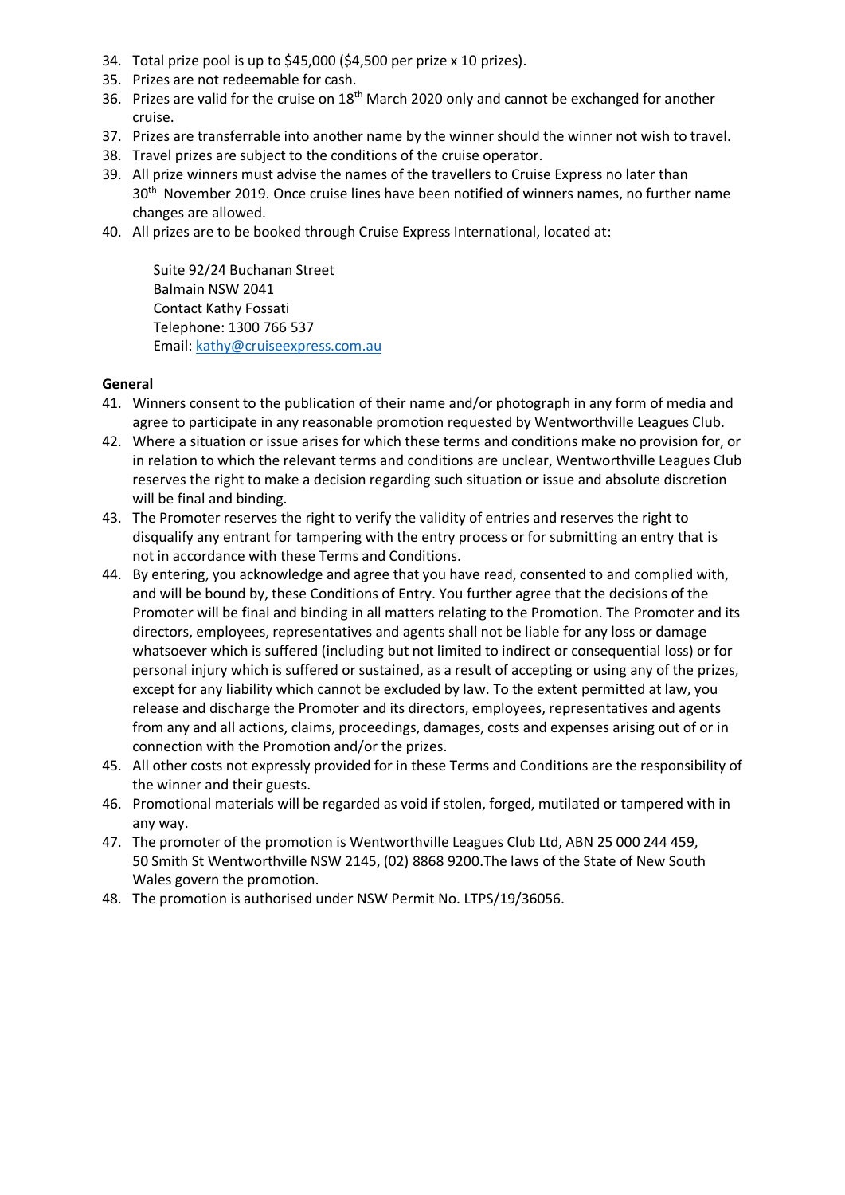34. Total prize pool is up to $45,000 ($4,500 per prize x 10 prizes).
35. Prizes are not redeemable for cash.
36. Prizes are valid for the cruise on 18th March 2020 only and cannot be exchanged for another cruise.
37. Prizes are transferrable into another name by the winner should the winner not wish to travel.
38. Travel prizes are subject to the conditions of the cruise operator.
39. All prize winners must advise the names of the travellers to Cruise Express no later than 30th November 2019. Once cruise lines have been notified of winners names, no further name changes are allowed.
40. All prizes are to be booked through Cruise Express International, located at:

    Suite 92/24 Buchanan Street
    Balmain NSW 2041
    Contact Kathy Fossati
    Telephone: 1300 766 537
    Email: kathy@cruiseexpress.com.au

**General**

41. Winners consent to the publication of their name and/or photograph in any form of media and agree to participate in any reasonable promotion requested by Wentworthville Leagues Club.
42. Where a situation or issue arises for which these terms and conditions make no provision for, or in relation to which the relevant terms and conditions are unclear, Wentworthville Leagues Club reserves the right to make a decision regarding such situation or issue and absolute discretion will be final and binding.
43. The Promoter reserves the right to verify the validity of entries and reserves the right to disqualify any entrant for tampering with the entry process or for submitting an entry that is not in accordance with these Terms and Conditions.
44. By entering, you acknowledge and agree that you have read, consented to and complied with, and will be bound by, these Conditions of Entry. You further agree that the decisions of the Promoter will be final and binding in all matters relating to the Promotion. The Promoter and its directors, employees, representatives and agents shall not be liable for any loss or damage whatsoever which is suffered (including but not limited to indirect or consequential loss) or for personal injury which is suffered or sustained, as a result of accepting or using any of the prizes, except for any liability which cannot be excluded by law. To the extent permitted at law, you release and discharge the Promoter and its directors, employees, representatives and agents from any and all actions, claims, proceedings, damages, costs and expenses arising out of or in connection with the Promotion and/or the prizes.
45. All other costs not expressly provided for in these Terms and Conditions are the responsibility of the winner and their guests.
46. Promotional materials will be regarded as void if stolen, forged, mutilated or tampered with in any way.
47. The promoter of the promotion is Wentworthville Leagues Club Ltd, ABN 25 000 244 459, 50 Smith St Wentworthville NSW 2145, (02) 8868 9200.The laws of the State of New South Wales govern the promotion.
48. The promotion is authorised under NSW Permit No. LTPS/19/36056.